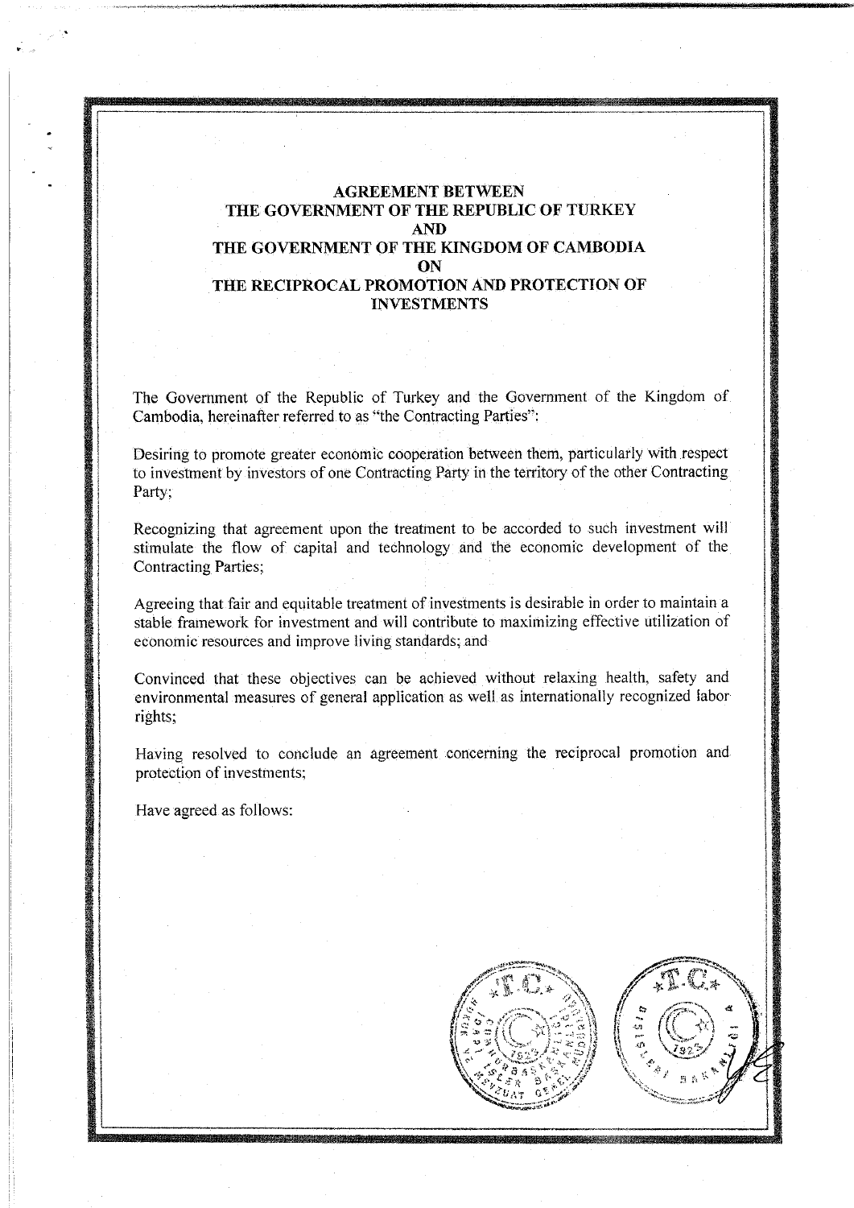# AGREEMENT BETWEEN THE GOVERNMENT OF THE REPUBLIC OF TURKEY AND THE GOVERNMENT OF THE KINGDOM OF CAMBODIA ON THE RECIPROCAL PROMOTION AND PROTECTION OF INVESTMENTS

The Government of the Republic of Turkey and the Government of the Kingdom of Cambodia, hereinafter referred to as "the Contracting Parties":

Desiring to promote greater economic cooperation between them, particularly with respect to investment by investors of one Contracting Party in the territory of the other Contracting Party;

Recognizing that agreement upon the treatment to be accorded to such investment will stimulate the flow of capital and technology and the economic development of the Contracting Parties;

Agreeing that fair and equitable treatment of investments is desirable in order to maintain a stable framework for investment and will contribute to maximizing effective utilization of economic resources and improve living standards; and

Convinced that these objectives can be achieved without relaxing health, safety and environmental measures of general application as well as internationally recognized labor rights;

Having resolved to conclude an agreement concerning the reciprocal promotion and protection of investments;

Have agreed as follows: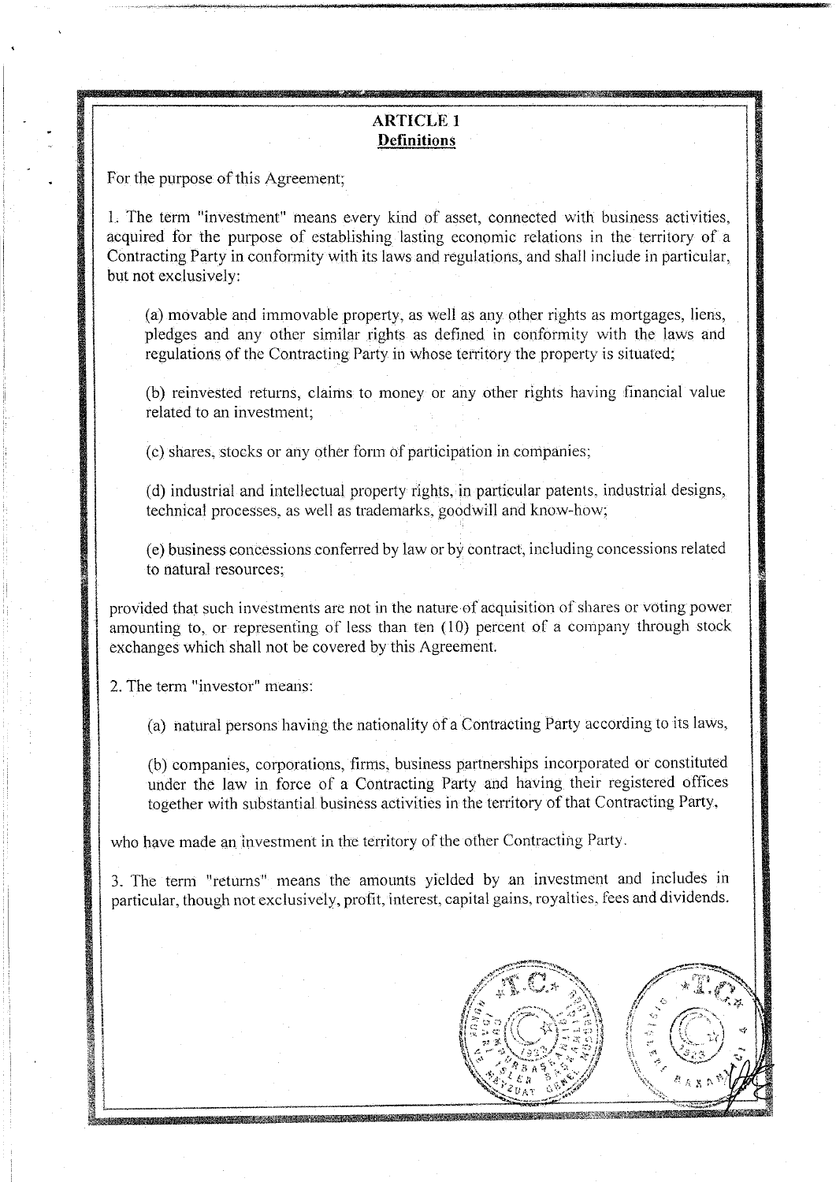## ARTICLE 1
### Definitions

For the purpose of this Agreement;

1. The term "investment" means every kind of asset, connected with business activities, acquired for the purpose of establishing lasting economic relations in the territory of a Contracting Party in conformity with its laws and regulations, and shall include in particular, but not exclusively:

   (a) movable and immovable property, as well as any other rights as mortgages, liens, pledges and any other similar rights as defined in conformity with the laws and regulations of the Contracting Party in whose territory the property is situated;

   (b) reinvested returns, claims to money or any other rights having financial value related to an investment;

   (c) shares, stocks or any other form of participation in companies;

   (d) industrial and intellectual property rights, in particular patents, industrial designs, technical processes, as well as trademarks, goodwill and know-how;

   (e) business concessions conferred by law or by contract, including concessions related to natural resources;

provided that such investments are not in the nature of acquisition of shares or voting power amounting to, or representing of less than ten (10) percent of a company through stock exchanges which shall not be covered by this Agreement.

2. The term "investor" means:

   (a) natural persons having the nationality of a Contracting Party according to its laws,

   (b) companies, corporations, firms, business partnerships incorporated or constituted under the law in force of a Contracting Party and having their registered offices together with substantial business activities in the territory of that Contracting Party,

who have made an investment in the territory of the other Contracting Party.

3. The term "returns" means the amounts yielded by an investment and includes in particular, though not exclusively, profit, interest, capital gains, royalties, fees and dividends.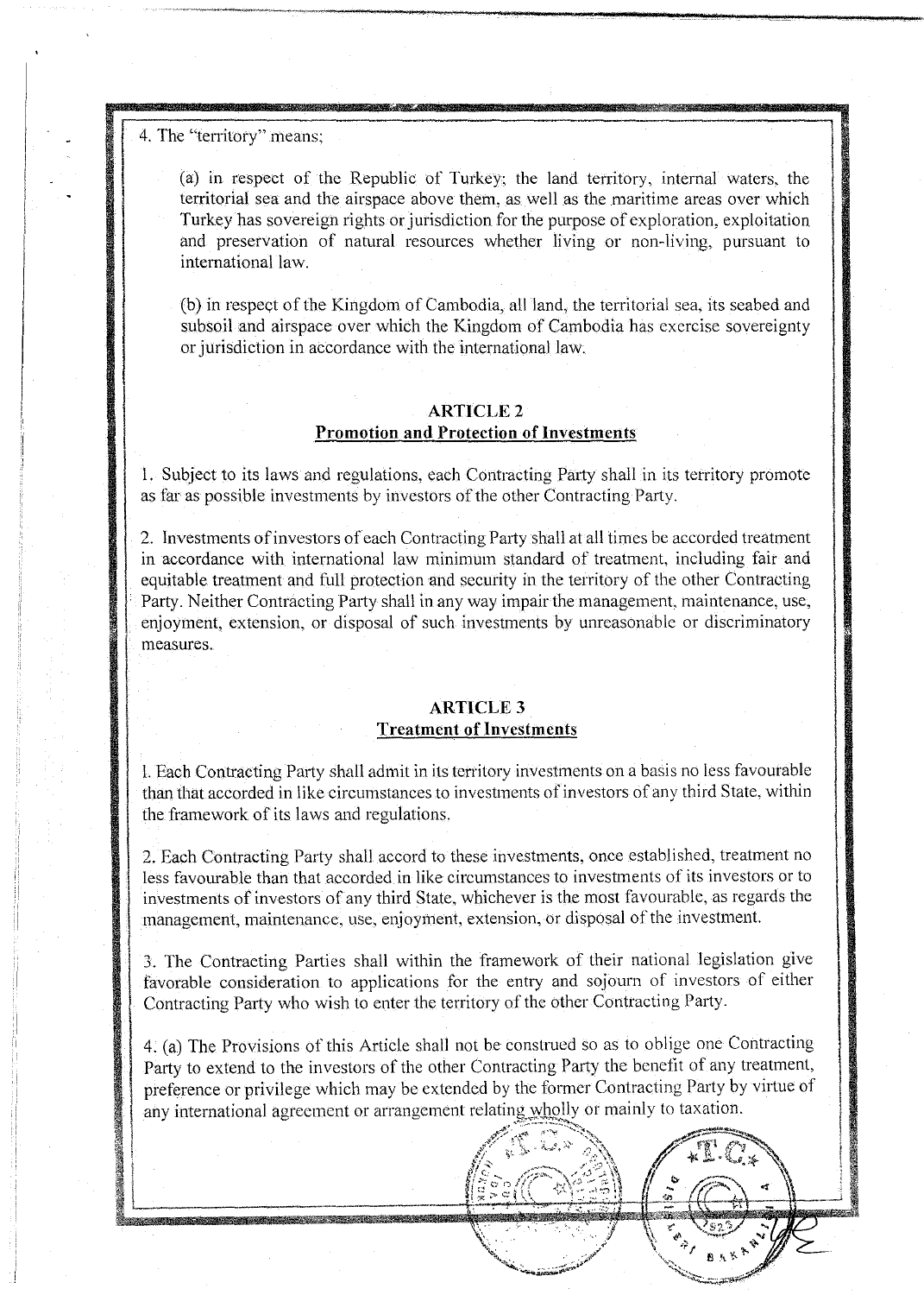4. The "territory" means;

(a) in respect of the Republic of Turkey; the land territory, internal waters, the territorial sea and the airspace above them, as well as the maritime areas over which Turkey has sovereign rights or jurisdiction for the purpose of exploration, exploitation and preservation of natural resources whether living or non-living, pursuant to international law.

(b) in respect of the Kingdom of Cambodia, all land, the territorial sea, its seabed and subsoil and airspace over which the Kingdom of Cambodia has exercise sovereignty or jurisdiction in accordance with the international law.

## ARTICLE 2
## Promotion and Protection of Investments

1. Subject to its laws and regulations, each Contracting Party shall in its territory promote as far as possible investments by investors of the other Contracting Party.

2. Investments of investors of each Contracting Party shall at all times be accorded treatment in accordance with international law minimum standard of treatment, including fair and equitable treatment and full protection and security in the territory of the other Contracting Party. Neither Contracting Party shall in any way impair the management, maintenance, use, enjoyment, extension, or disposal of such investments by unreasonable or discriminatory measures.

## ARTICLE 3
## Treatment of Investments

1. Each Contracting Party shall admit in its territory investments on a basis no less favourable than that accorded in like circumstances to investments of investors of any third State, within the framework of its laws and regulations.

2. Each Contracting Party shall accord to these investments, once established, treatment no less favourable than that accorded in like circumstances to investments of its investors or to investments of investors of any third State, whichever is the most favourable, as regards the management, maintenance, use, enjoyment, extension, or disposal of the investment.

3. The Contracting Parties shall within the framework of their national legislation give favorable consideration to applications for the entry and sojourn of investors of either Contracting Party who wish to enter the territory of the other Contracting Party.

4. (a) The Provisions of this Article shall not be construed so as to oblige one Contracting Party to extend to the investors of the other Contracting Party the benefit of any treatment, preference or privilege which may be extended by the former Contracting Party by virtue of any international agreement or arrangement relating wholly or mainly to taxation.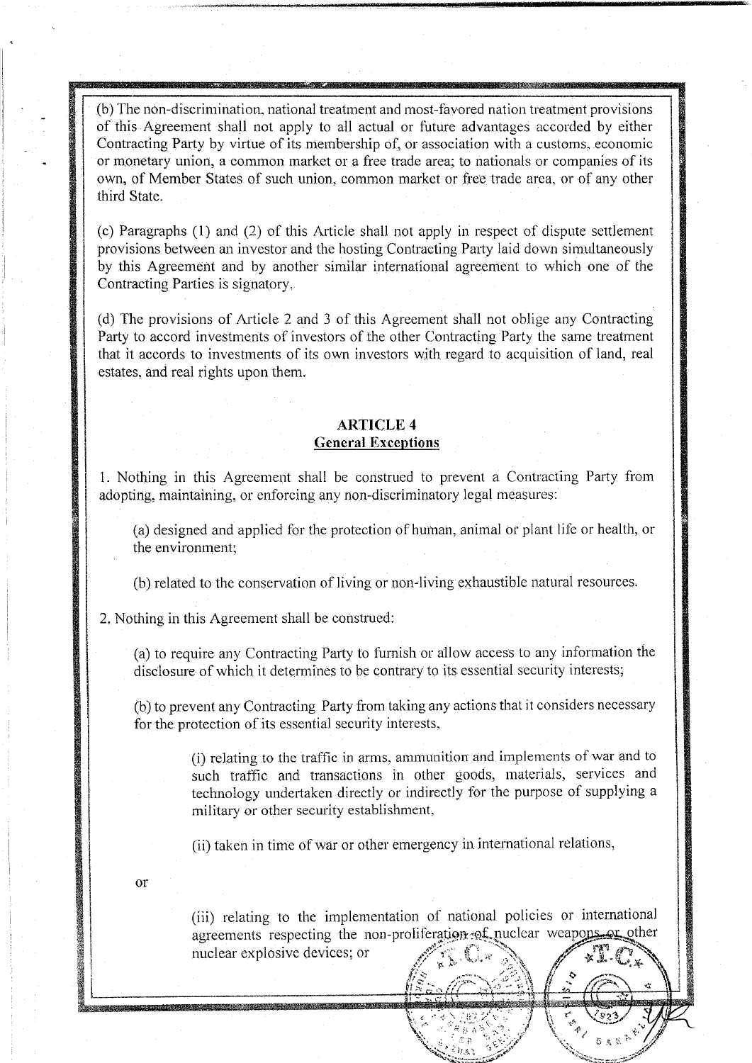(b) The non-discrimination, national treatment and most-favored nation treatment provisions of this Agreement shall not apply to all actual or future advantages accorded by either Contracting Party by virtue of its membership of, or association with a customs, economic or monetary union, a common market or a free trade area; to nationals or companies of its own, of Member States of such union, common market or free trade area, or of any other third State.

(c) Paragraphs (1) and (2) of this Article shall not apply in respect of dispute settlement provisions between an investor and the hosting Contracting Party laid down simultaneously by this Agreement and by another similar international agreement to which one of the Contracting Parties is signatory.

(d) The provisions of Article 2 and 3 of this Agreement shall not oblige any Contracting Party to accord investments of investors of the other Contracting Party the same treatment that it accords to investments of its own investors with regard to acquisition of land, real estates, and real rights upon them.

## ARTICLE 4
## General Exceptions

1. Nothing in this Agreement shall be construed to prevent a Contracting Party from adopting, maintaining, or enforcing any non-discriminatory legal measures:

   (a) designed and applied for the protection of human, animal or plant life or health, or the environment;

   (b) related to the conservation of living or non-living exhaustible natural resources.

2. Nothing in this Agreement shall be construed:

   (a) to require any Contracting Party to furnish or allow access to any information the disclosure of which it determines to be contrary to its essential security interests;

   (b) to prevent any Contracting Party from taking any actions that it considers necessary for the protection of its essential security interests,

      (i) relating to the traffic in arms, ammunition and implements of war and to such traffic and transactions in other goods, materials, services and technology undertaken directly or indirectly for the purpose of supplying a military or other security establishment,

      (ii) taken in time of war or other emergency in international relations,

   or

      (iii) relating to the implementation of national policies or international agreements respecting the non-proliferation of nuclear weapons or other nuclear explosive devices; or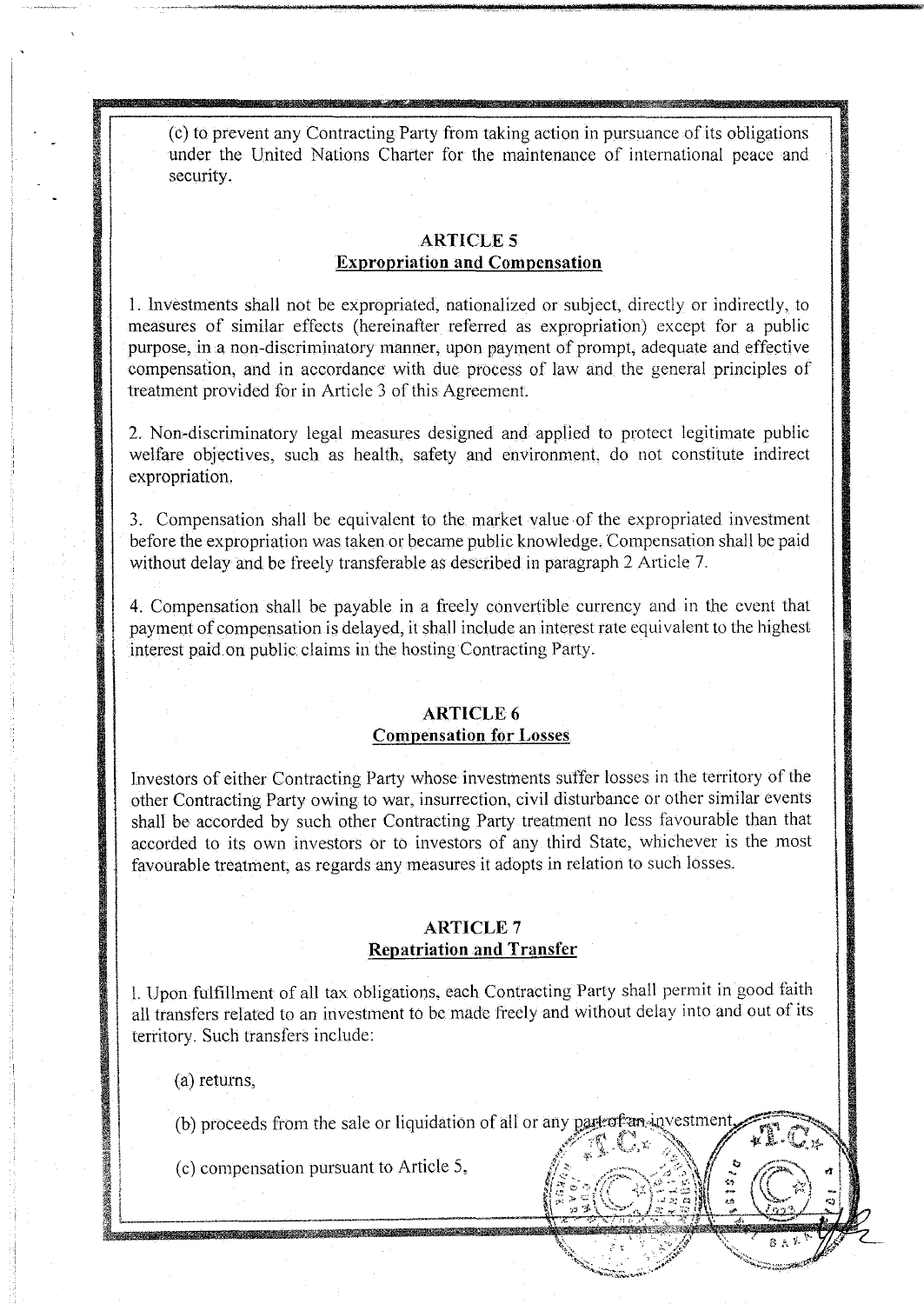(c) to prevent any Contracting Party from taking action in pursuance of its obligations under the United Nations Charter for the maintenance of international peace and security.

## ARTICLE 5
## Expropriation and Compensation

1. Investments shall not be expropriated, nationalized or subject, directly or indirectly, to measures of similar effects (hereinafter referred as expropriation) except for a public purpose, in a non-discriminatory manner, upon payment of prompt, adequate and effective compensation, and in accordance with due process of law and the general principles of treatment provided for in Article 3 of this Agreement.

2. Non-discriminatory legal measures designed and applied to protect legitimate public welfare objectives, such as health, safety and environment, do not constitute indirect expropriation.

3. Compensation shall be equivalent to the market value of the expropriated investment before the expropriation was taken or became public knowledge. Compensation shall be paid without delay and be freely transferable as described in paragraph 2 Article 7.

4. Compensation shall be payable in a freely convertible currency and in the event that payment of compensation is delayed, it shall include an interest rate equivalent to the highest interest paid on public claims in the hosting Contracting Party.

## ARTICLE 6
## Compensation for Losses

Investors of either Contracting Party whose investments suffer losses in the territory of the other Contracting Party owing to war, insurrection, civil disturbance or other similar events shall be accorded by such other Contracting Party treatment no less favourable than that accorded to its own investors or to investors of any third State, whichever is the most favourable treatment, as regards any measures it adopts in relation to such losses.

## ARTICLE 7
## Repatriation and Transfer

1. Upon fulfillment of all tax obligations, each Contracting Party shall permit in good faith all transfers related to an investment to be made freely and without delay into and out of its territory. Such transfers include:

(a) returns,

(b) proceeds from the sale or liquidation of all or any part of an investment,

(c) compensation pursuant to Article 5,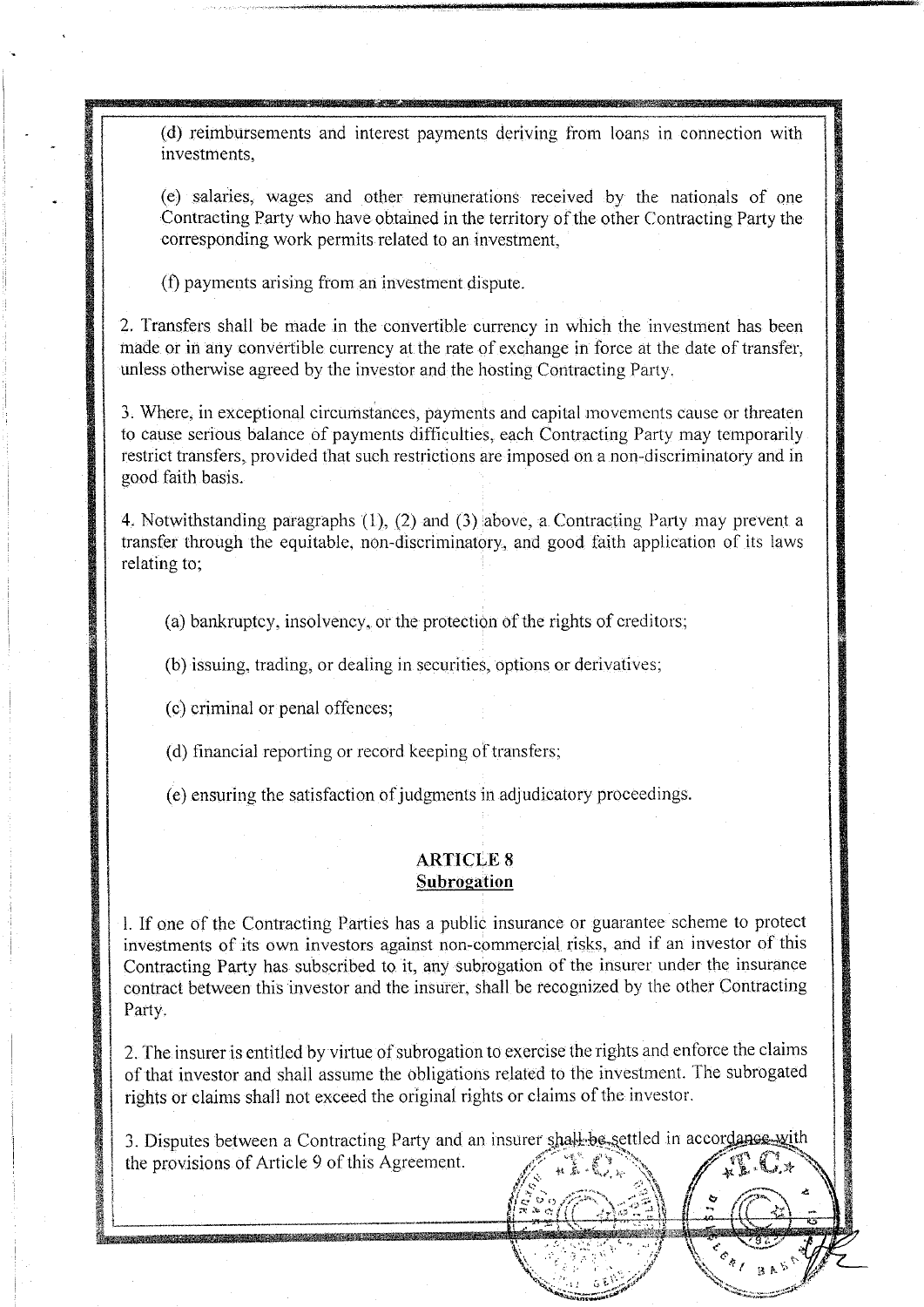(d) reimbursements and interest payments deriving from loans in connection with investments,

(e) salaries, wages and other remunerations received by the nationals of one Contracting Party who have obtained in the territory of the other Contracting Party the corresponding work permits related to an investment,

(f) payments arising from an investment dispute.

2. Transfers shall be made in the convertible currency in which the investment has been made or in any convertible currency at the rate of exchange in force at the date of transfer, unless otherwise agreed by the investor and the hosting Contracting Party.

3. Where, in exceptional circumstances, payments and capital movements cause or threaten to cause serious balance of payments difficulties, each Contracting Party may temporarily restrict transfers, provided that such restrictions are imposed on a non-discriminatory and in good faith basis.

4. Notwithstanding paragraphs (1), (2) and (3) above, a Contracting Party may prevent a transfer through the equitable, non-discriminatory, and good faith application of its laws relating to;

(a) bankruptcy, insolvency, or the protection of the rights of creditors;

(b) issuing, trading, or dealing in securities, options or derivatives;

(c) criminal or penal offences;

(d) financial reporting or record keeping of transfers;

(e) ensuring the satisfaction of judgments in adjudicatory proceedings.

## ARTICLE 8
## Subrogation

1. If one of the Contracting Parties has a public insurance or guarantee scheme to protect investments of its own investors against non-commercial risks, and if an investor of this Contracting Party has subscribed to it, any subrogation of the insurer under the insurance contract between this investor and the insurer, shall be recognized by the other Contracting Party.

2. The insurer is entitled by virtue of subrogation to exercise the rights and enforce the claims of that investor and shall assume the obligations related to the investment. The subrogated rights or claims shall not exceed the original rights or claims of the investor.

3. Disputes between a Contracting Party and an insurer shall be settled in accordance with the provisions of Article 9 of this Agreement.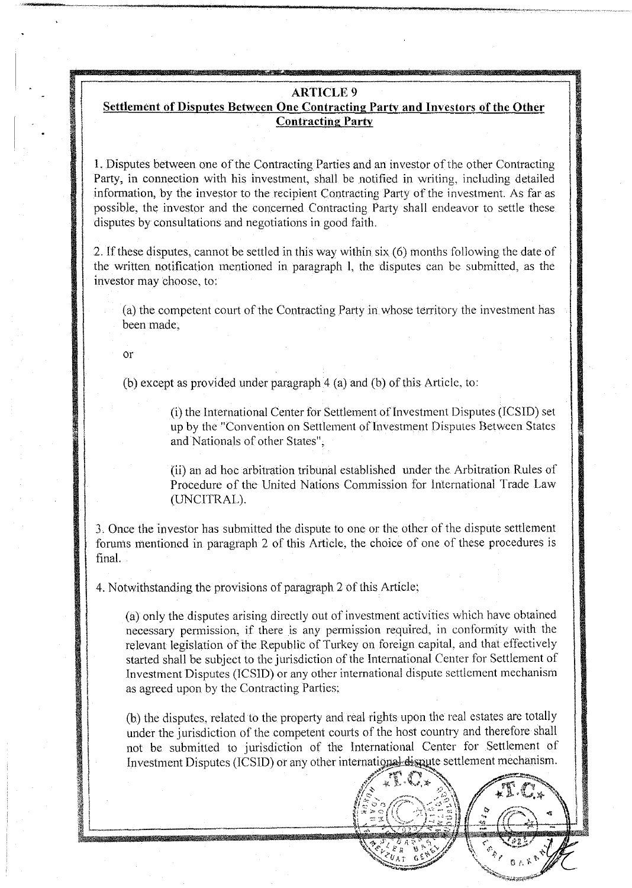## ARTICLE 9

## Settlement of Disputes Between One Contracting Party and Investors of the Other Contracting Party

1. Disputes between one of the Contracting Parties and an investor of the other Contracting Party, in connection with his investment, shall be notified in writing, including detailed information, by the investor to the recipient Contracting Party of the investment. As far as possible, the investor and the concerned Contracting Party shall endeavor to settle these disputes by consultations and negotiations in good faith.

2. If these disputes, cannot be settled in this way within six (6) months following the date of the written notification mentioned in paragraph 1, the disputes can be submitted, as the investor may choose, to:

   (a) the competent court of the Contracting Party in whose territory the investment has been made,

   or

   (b) except as provided under paragraph 4 (a) and (b) of this Article, to:

      (i) the International Center for Settlement of Investment Disputes (ICSID) set up by the "Convention on Settlement of Investment Disputes Between States and Nationals of other States",

      (ii) an ad hoc arbitration tribunal established under the Arbitration Rules of Procedure of the United Nations Commission for International Trade Law (UNCITRAL).

3. Once the investor has submitted the dispute to one or the other of the dispute settlement forums mentioned in paragraph 2 of this Article, the choice of one of these procedures is final.

4. Notwithstanding the provisions of paragraph 2 of this Article;

   (a) only the disputes arising directly out of investment activities which have obtained necessary permission, if there is any permission required, in conformity with the relevant legislation of the Republic of Turkey on foreign capital, and that effectively started shall be subject to the jurisdiction of the International Center for Settlement of Investment Disputes (ICSID) or any other international dispute settlement mechanism as agreed upon by the Contracting Parties;

   (b) the disputes, related to the property and real rights upon the real estates are totally under the jurisdiction of the competent courts of the host country and therefore shall not be submitted to jurisdiction of the International Center for Settlement of Investment Disputes (ICSID) or any other international dispute settlement mechanism.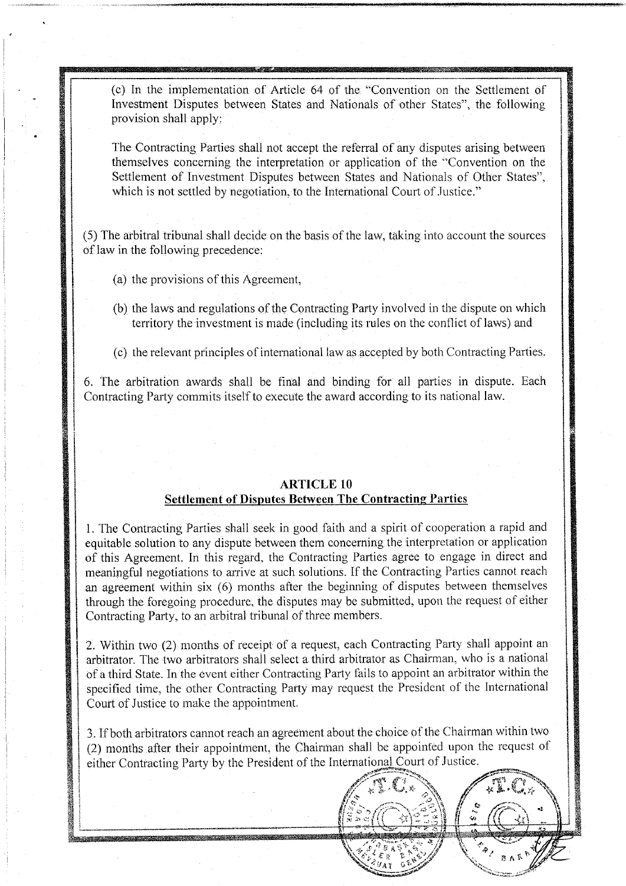(c) In the implementation of Article 64 of the "Convention on the Settlement of Investment Disputes between States and Nationals of other States", the following provision shall apply:

The Contracting Parties shall not accept the referral of any disputes arising between themselves concerning the interpretation or application of the "Convention on the Settlement of Investment Disputes between States and Nationals of Other States", which is not settled by negotiation, to the International Court of Justice."

(5) The arbitral tribunal shall decide on the basis of the law, taking into account the sources of law in the following precedence:

(a) the provisions of this Agreement,

(b) the laws and regulations of the Contracting Party involved in the dispute on which territory the investment is made (including its rules on the conflict of laws) and

(c) the relevant principles of international law as accepted by both Contracting Parties.

6. The arbitration awards shall be final and binding for all parties in dispute. Each Contracting Party commits itself to execute the award according to its national law.

## ARTICLE 10
## Settlement of Disputes Between The Contracting Parties

1. The Contracting Parties shall seek in good faith and a spirit of cooperation a rapid and equitable solution to any dispute between them concerning the interpretation or application of this Agreement. In this regard, the Contracting Parties agree to engage in direct and meaningful negotiations to arrive at such solutions. If the Contracting Parties cannot reach an agreement within six (6) months after the beginning of disputes between themselves through the foregoing procedure, the disputes may be submitted, upon the request of either Contracting Party, to an arbitral tribunal of three members.

2. Within two (2) months of receipt of a request, each Contracting Party shall appoint an arbitrator. The two arbitrators shall select a third arbitrator as Chairman, who is a national of a third State. In the event either Contracting Party fails to appoint an arbitrator within the specified time, the other Contracting Party may request the President of the International Court of Justice to make the appointment.

3. If both arbitrators cannot reach an agreement about the choice of the Chairman within two (2) months after their appointment, the Chairman shall be appointed upon the request of either Contracting Party by the President of the International Court of Justice.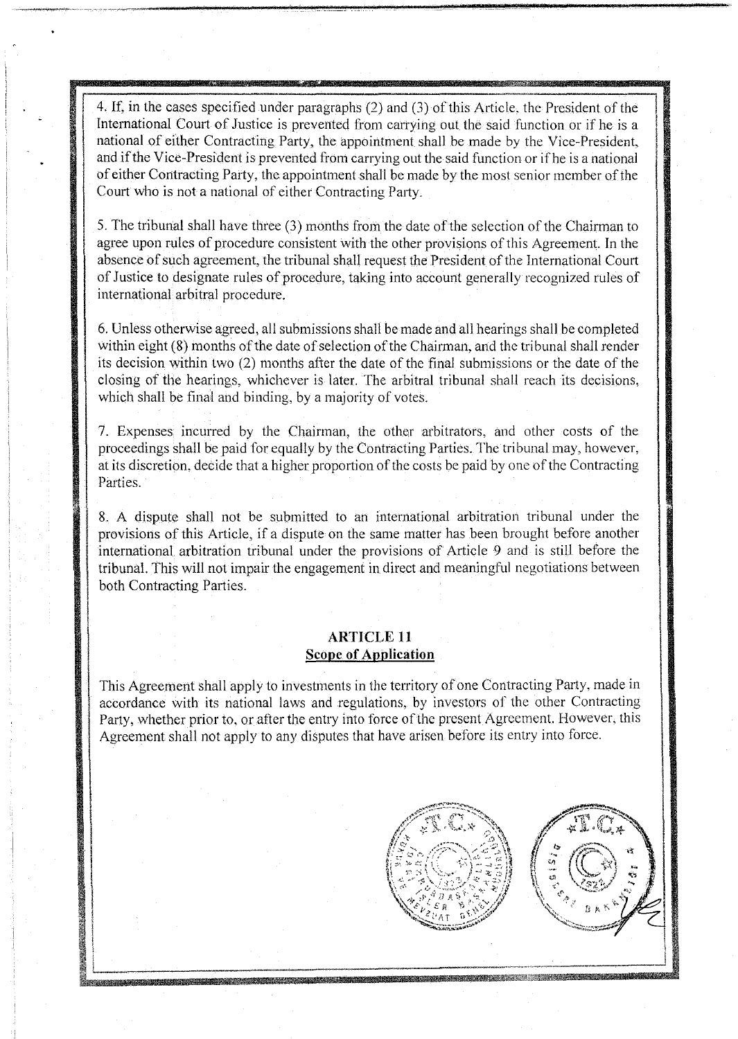4. If, in the cases specified under paragraphs (2) and (3) of this Article, the President of the International Court of Justice is prevented from carrying out the said function or if he is a national of either Contracting Party, the appointment shall be made by the Vice-President, and if the Vice-President is prevented from carrying out the said function or if he is a national of either Contracting Party, the appointment shall be made by the most senior member of the Court who is not a national of either Contracting Party.

5. The tribunal shall have three (3) months from the date of the selection of the Chairman to agree upon rules of procedure consistent with the other provisions of this Agreement. In the absence of such agreement, the tribunal shall request the President of the International Court of Justice to designate rules of procedure, taking into account generally recognized rules of international arbitral procedure.

6. Unless otherwise agreed, all submissions shall be made and all hearings shall be completed within eight (8) months of the date of selection of the Chairman, and the tribunal shall render its decision within two (2) months after the date of the final submissions or the date of the closing of the hearings, whichever is later. The arbitral tribunal shall reach its decisions, which shall be final and binding, by a majority of votes.

7. Expenses incurred by the Chairman, the other arbitrators, and other costs of the proceedings shall be paid for equally by the Contracting Parties. The tribunal may, however, at its discretion, decide that a higher proportion of the costs be paid by one of the Contracting Parties.

8. A dispute shall not be submitted to an international arbitration tribunal under the provisions of this Article, if a dispute on the same matter has been brought before another international arbitration tribunal under the provisions of Article 9 and is still before the tribunal. This will not impair the engagement in direct and meaningful negotiations between both Contracting Parties.

## ARTICLE 11
## Scope of Application

This Agreement shall apply to investments in the territory of one Contracting Party, made in accordance with its national laws and regulations, by investors of the other Contracting Party, whether prior to, or after the entry into force of the present Agreement. However, this Agreement shall not apply to any disputes that have arisen before its entry into force.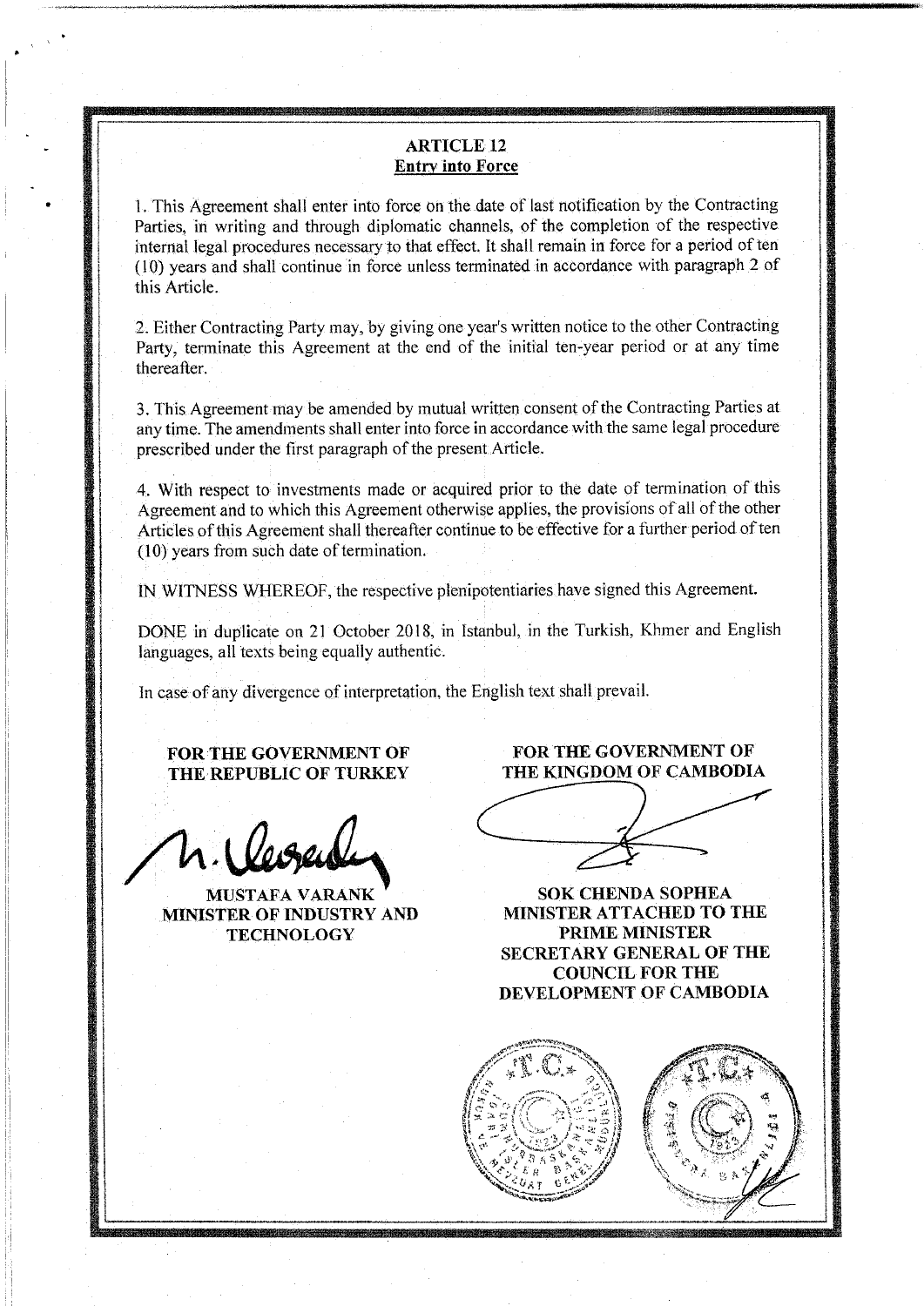## ARTICLE 12
**Entry into Force**

1. This Agreement shall enter into force on the date of last notification by the Contracting Parties, in writing and through diplomatic channels, of the completion of the respective internal legal procedures necessary to that effect. It shall remain in force for a period of ten (10) years and shall continue in force unless terminated in accordance with paragraph 2 of this Article.

2. Either Contracting Party may, by giving one year's written notice to the other Contracting Party, terminate this Agreement at the end of the initial ten-year period or at any time thereafter.

3. This Agreement may be amended by mutual written consent of the Contracting Parties at any time. The amendments shall enter into force in accordance with the same legal procedure prescribed under the first paragraph of the present Article.

4. With respect to investments made or acquired prior to the date of termination of this Agreement and to which this Agreement otherwise applies, the provisions of all of the other Articles of this Agreement shall thereafter continue to be effective for a further period of ten (10) years from such date of termination.

IN WITNESS WHEREOF, the respective plenipotentiaries have signed this Agreement.

DONE in duplicate on 21 October 2018, in Istanbul, in the Turkish, Khmer and English languages, all texts being equally authentic.

In case of any divergence of interpretation, the English text shall prevail.

**FOR THE GOVERNMENT OF THE REPUBLIC OF TURKEY**

**MUSTAFA VARANK**
**MINISTER OF INDUSTRY AND TECHNOLOGY**

**FOR THE GOVERNMENT OF THE KINGDOM OF CAMBODIA**

**SOK CHENDA SOPHEA**
**MINISTER ATTACHED TO THE PRIME MINISTER**
**SECRETARY GENERAL OF THE COUNCIL FOR THE DEVELOPMENT OF CAMBODIA**